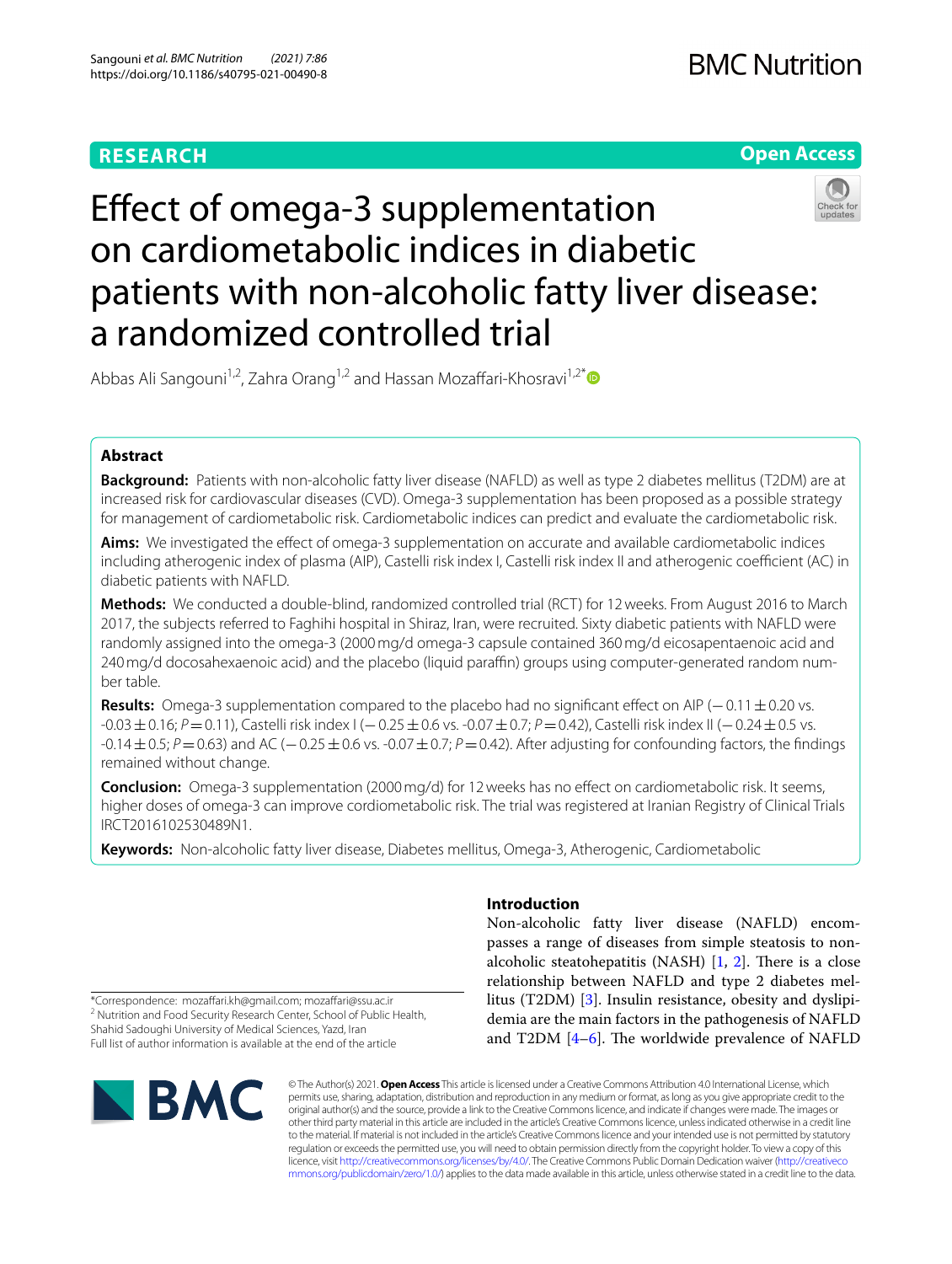RESEARCH

Open Access

# Effect of omega-3 supplementation on cardiometabolic indices in diabetic patients with non-alcoholic fatty liver disease: a randomized controlled trial

Abbas Ali Sangouni[1,2], Zahra Orang[1,2] and Hassan Mozaffari-Khosravi[1,2*]

## Abstract

**Background:** Patients with non-alcoholic fatty liver disease (NAFLD) as well as type 2 diabetes mellitus (T2DM) are at increased risk for cardiovascular diseases (CVD). Omega-3 supplementation has been proposed as a possible strategy for management of cardiometabolic risk. Cardiometabolic indices can predict and evaluate the cardiometabolic risk.

**Aims:** We investigated the effect of omega-3 supplementation on accurate and available cardiometabolic indices including atherogenic index of plasma (AIP), Castelli risk index I, Castelli risk index II and atherogenic coefficient (AC) in diabetic patients with NAFLD.

**Methods:** We conducted a double-blind, randomized controlled trial (RCT) for 12 weeks. From August 2016 to March 2017, the subjects referred to Faghihi hospital in Shiraz, Iran, were recruited. Sixty diabetic patients with NAFLD were randomly assigned into the omega-3 (2000 mg/d omega-3 capsule contained 360 mg/d eicosapentaenoic acid and 240 mg/d docosahexaenoic acid) and the placebo (liquid paraffin) groups using computer-generated random number table.

**Results:** Omega-3 supplementation compared to the placebo had no significant effect on AIP (−0.11 ± 0.20 vs. -0.03 ± 0.16; $P$ = 0.11), Castelli risk index I (−0.25 ± 0.6 vs. -0.07 ± 0.7; $P$ = 0.42), Castelli risk index II (−0.24 ± 0.5 vs. -0.14 ± 0.5; $P$ = 0.63) and AC (−0.25 ± 0.6 vs. -0.07 ± 0.7; $P$ = 0.42). After adjusting for confounding factors, the findings remained without change.

**Conclusion:** Omega-3 supplementation (2000 mg/d) for 12 weeks has no effect on cardiometabolic risk. It seems, higher doses of omega-3 can improve cordiometabolic risk. The trial was registered at Iranian Registry of Clinical Trials IRCT2016102530489N1.

**Keywords:** Non-alcoholic fatty liver disease, Diabetes mellitus, Omega-3, Atherogenic, Cardiometabolic

*Correspondence: mozaffari.kh@gmail.com; mozaffari@ssu.ac.ir
[2] Nutrition and Food Security Research Center, School of Public Health, Shahid Sadoughi University of Medical Sciences, Yazd, Iran
Full list of author information is available at the end of the article

## Introduction

Non-alcoholic fatty liver disease (NAFLD) encompasses a range of diseases from simple steatosis to non-alcoholic steatohepatitis (NASH) [1, 2]. There is a close relationship between NAFLD and type 2 diabetes mellitus (T2DM) [3]. Insulin resistance, obesity and dyslipidemia are the main factors in the pathogenesis of NAFLD and T2DM [4–6]. The worldwide prevalence of NAFLD

© The Author(s) 2021. **Open Access** This article is licensed under a Creative Commons Attribution 4.0 International License, which permits use, sharing, adaptation, distribution and reproduction in any medium or format, as long as you give appropriate credit to the original author(s) and the source, provide a link to the Creative Commons licence, and indicate if changes were made. The images or other third party material in this article are included in the article's Creative Commons licence, unless indicated otherwise in a credit line to the material. If material is not included in the article's Creative Commons licence and your intended use is not permitted by statutory regulation or exceeds the permitted use, you will need to obtain permission directly from the copyright holder. To view a copy of this licence, visit http://creativecommons.org/licenses/by/4.0/. The Creative Commons Public Domain Dedication waiver (http://creativecommons.org/publicdomain/zero/1.0/) applies to the data made available in this article, unless otherwise stated in a credit line to the data.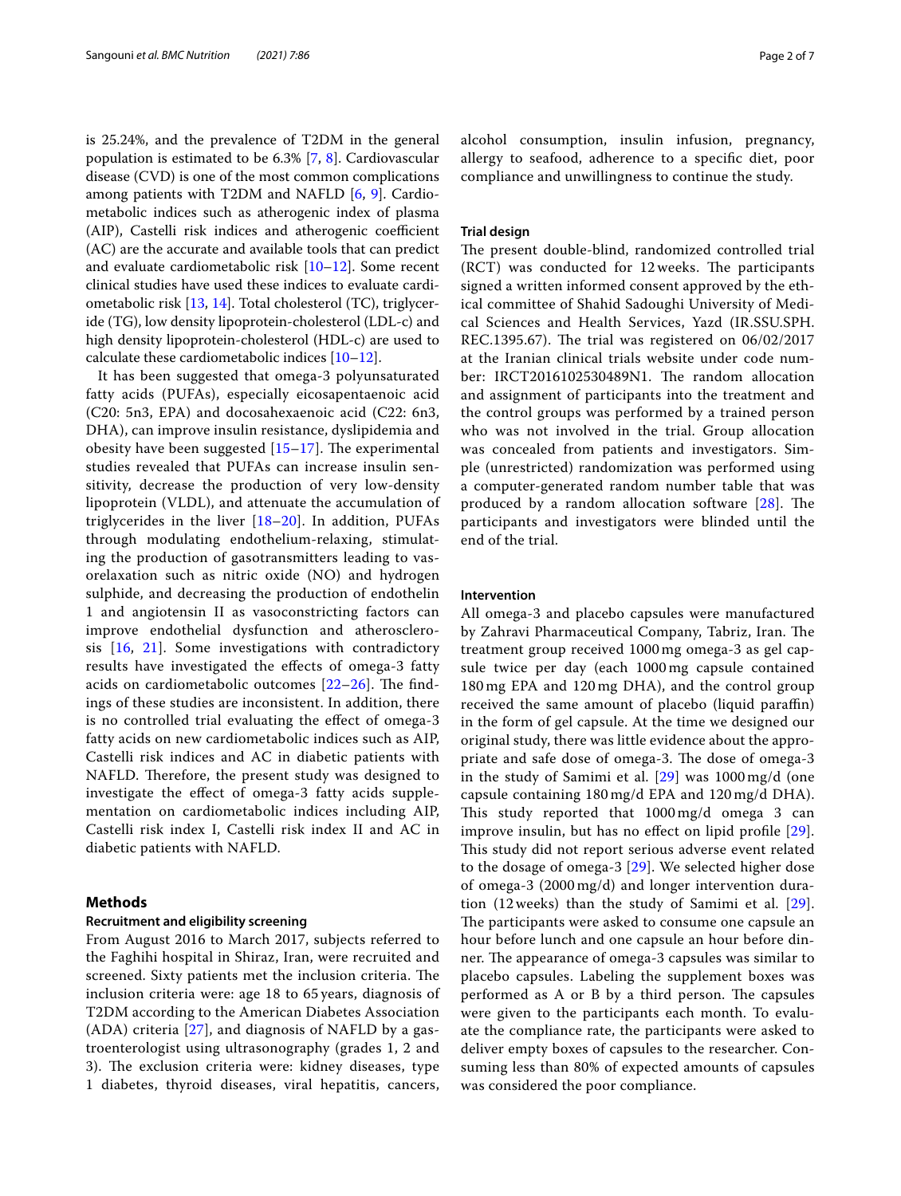is 25.24%, and the prevalence of T2DM in the general population is estimated to be 6.3% [7, 8]. Cardiovascular disease (CVD) is one of the most common complications among patients with T2DM and NAFLD [6, 9]. Cardiometabolic indices such as atherogenic index of plasma (AIP), Castelli risk indices and atherogenic coefficient (AC) are the accurate and available tools that can predict and evaluate cardiometabolic risk [10–12]. Some recent clinical studies have used these indices to evaluate cardiometabolic risk [13, 14]. Total cholesterol (TC), triglyceride (TG), low density lipoprotein-cholesterol (LDL-c) and high density lipoprotein-cholesterol (HDL-c) are used to calculate these cardiometabolic indices [10–12].

It has been suggested that omega-3 polyunsaturated fatty acids (PUFAs), especially eicosapentaenoic acid (C20: 5n3, EPA) and docosahexaenoic acid (C22: 6n3, DHA), can improve insulin resistance, dyslipidemia and obesity have been suggested [15–17]. The experimental studies revealed that PUFAs can increase insulin sensitivity, decrease the production of very low-density lipoprotein (VLDL), and attenuate the accumulation of triglycerides in the liver [18–20]. In addition, PUFAs through modulating endothelium-relaxing, stimulating the production of gasotransmitters leading to vasorelaxation such as nitric oxide (NO) and hydrogen sulphide, and decreasing the production of endothelin 1 and angiotensin II as vasoconstricting factors can improve endothelial dysfunction and atherosclerosis [16, 21]. Some investigations with contradictory results have investigated the effects of omega-3 fatty acids on cardiometabolic outcomes [22–26]. The findings of these studies are inconsistent. In addition, there is no controlled trial evaluating the effect of omega-3 fatty acids on new cardiometabolic indices such as AIP, Castelli risk indices and AC in diabetic patients with NAFLD. Therefore, the present study was designed to investigate the effect of omega-3 fatty acids supplementation on cardiometabolic indices including AIP, Castelli risk index I, Castelli risk index II and AC in diabetic patients with NAFLD.

## Methods

### Recruitment and eligibility screening

From August 2016 to March 2017, subjects referred to the Faghihi hospital in Shiraz, Iran, were recruited and screened. Sixty patients met the inclusion criteria. The inclusion criteria were: age 18 to 65 years, diagnosis of T2DM according to the American Diabetes Association (ADA) criteria [27], and diagnosis of NAFLD by a gastroenterologist using ultrasonography (grades 1, 2 and 3). The exclusion criteria were: kidney diseases, type 1 diabetes, thyroid diseases, viral hepatitis, cancers, alcohol consumption, insulin infusion, pregnancy, allergy to seafood, adherence to a specific diet, poor compliance and unwillingness to continue the study.

### Trial design

The present double-blind, randomized controlled trial (RCT) was conducted for 12 weeks. The participants signed a written informed consent approved by the ethical committee of Shahid Sadoughi University of Medical Sciences and Health Services, Yazd (IR.SSU.SPH.REC.1395.67). The trial was registered on 06/02/2017 at the Iranian clinical trials website under code number: IRCT2016102530489N1. The random allocation and assignment of participants into the treatment and the control groups was performed by a trained person who was not involved in the trial. Group allocation was concealed from patients and investigators. Simple (unrestricted) randomization was performed using a computer-generated random number table that was produced by a random allocation software [28]. The participants and investigators were blinded until the end of the trial.

### Intervention

All omega-3 and placebo capsules were manufactured by Zahravi Pharmaceutical Company, Tabriz, Iran. The treatment group received 1000 mg omega-3 as gel capsule twice per day (each 1000 mg capsule contained 180 mg EPA and 120 mg DHA), and the control group received the same amount of placebo (liquid paraffin) in the form of gel capsule. At the time we designed our original study, there was little evidence about the appropriate and safe dose of omega-3. The dose of omega-3 in the study of Samimi et al. [29] was 1000 mg/d (one capsule containing 180 mg/d EPA and 120 mg/d DHA). This study reported that 1000 mg/d omega 3 can improve insulin, but has no effect on lipid profile [29]. This study did not report serious adverse event related to the dosage of omega-3 [29]. We selected higher dose of omega-3 (2000 mg/d) and longer intervention duration (12 weeks) than the study of Samimi et al. [29]. The participants were asked to consume one capsule an hour before lunch and one capsule an hour before dinner. The appearance of omega-3 capsules was similar to placebo capsules. Labeling the supplement boxes was performed as A or B by a third person. The capsules were given to the participants each month. To evaluate the compliance rate, the participants were asked to deliver empty boxes of capsules to the researcher. Consuming less than 80% of expected amounts of capsules was considered the poor compliance.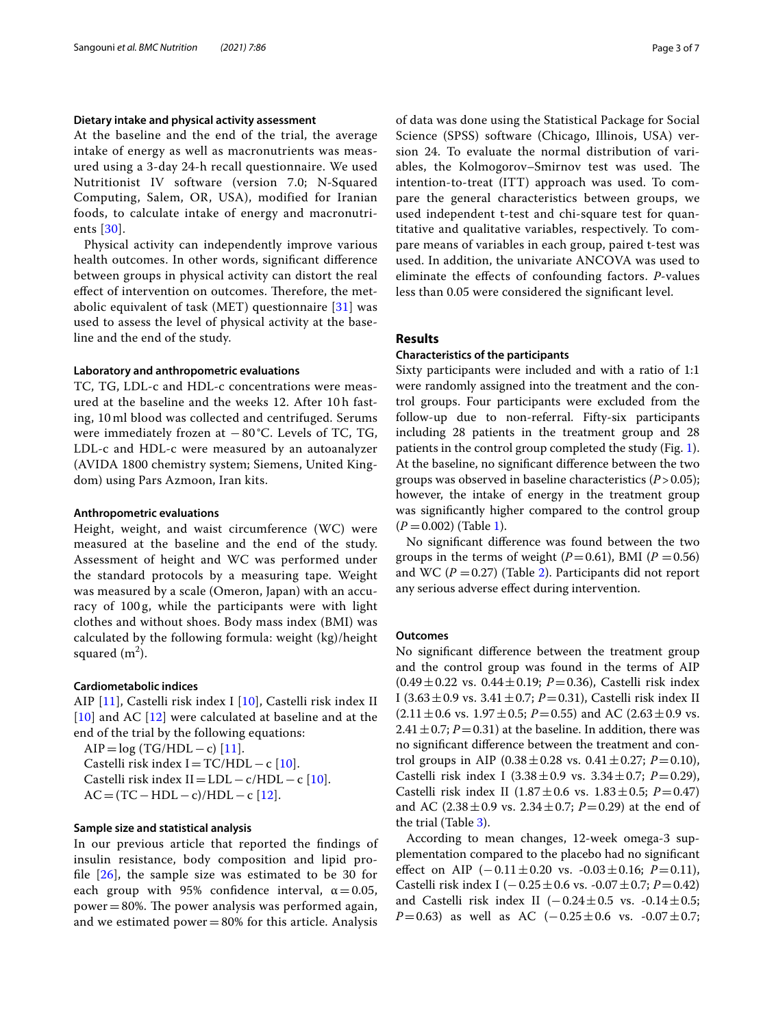### Dietary intake and physical activity assessment

At the baseline and the end of the trial, the average intake of energy as well as macronutrients was measured using a 3-day 24-h recall questionnaire. We used Nutritionist IV software (version 7.0; N-Squared Computing, Salem, OR, USA), modified for Iranian foods, to calculate intake of energy and macronutrients [30].

Physical activity can independently improve various health outcomes. In other words, significant difference between groups in physical activity can distort the real effect of intervention on outcomes. Therefore, the metabolic equivalent of task (MET) questionnaire [31] was used to assess the level of physical activity at the baseline and the end of the study.

### Laboratory and anthropometric evaluations

TC, TG, LDL-c and HDL-c concentrations were measured at the baseline and the weeks 12. After 10 h fasting, 10 ml blood was collected and centrifuged. Serums were immediately frozen at −80 °C. Levels of TC, TG, LDL-c and HDL-c were measured by an autoanalyzer (AVIDA 1800 chemistry system; Siemens, United Kingdom) using Pars Azmoon, Iran kits.

### Anthropometric evaluations

Height, weight, and waist circumference (WC) were measured at the baseline and the end of the study. Assessment of height and WC was performed under the standard protocols by a measuring tape. Weight was measured by a scale (Omeron, Japan) with an accuracy of 100 g, while the participants were with light clothes and without shoes. Body mass index (BMI) was calculated by the following formula: weight (kg)/height squared ($m^2$).

### Cardiometabolic indices

AIP [11], Castelli risk index I [10], Castelli risk index II [10] and AC [12] were calculated at baseline and at the end of the trial by the following equations:

$AIP = \log(TG/HDL-c)$ [11].

Castelli risk index I = TC/HDL − c [10].

Castelli risk index II = LDL − c/HDL − c [10].

AC = (TC − HDL − c)/HDL − c [12].

### Sample size and statistical analysis

In our previous article that reported the findings of insulin resistance, body composition and lipid profile [26], the sample size was estimated to be 30 for each group with 95% confidence interval, $\alpha = 0.05$, power = 80%. The power analysis was performed again, and we estimated power = 80% for this article. Analysis of data was done using the Statistical Package for Social Science (SPSS) software (Chicago, Illinois, USA) version 24. To evaluate the normal distribution of variables, the Kolmogorov–Smirnov test was used. The intention-to-treat (ITT) approach was used. To compare the general characteristics between groups, we used independent t-test and chi-square test for quantitative and qualitative variables, respectively. To compare means of variables in each group, paired t-test was used. In addition, the univariate ANCOVA was used to eliminate the effects of confounding factors. *P*-values less than 0.05 were considered the significant level.

## Results

### Characteristics of the participants

Sixty participants were included and with a ratio of 1:1 were randomly assigned into the treatment and the control groups. Four participants were excluded from the follow-up due to non-referral. Fifty-six participants including 28 patients in the treatment group and 28 patients in the control group completed the study (Fig. 1). At the baseline, no significant difference between the two groups was observed in baseline characteristics ($P > 0.05$); however, the intake of energy in the treatment group was significantly higher compared to the control group ($P = 0.002$) (Table 1).

No significant difference was found between the two groups in the terms of weight ($P = 0.61$), BMI ($P = 0.56$) and WC ($P = 0.27$) (Table 2). Participants did not report any serious adverse effect during intervention.

### Outcomes

No significant difference between the treatment group and the control group was found in the terms of AIP (0.49 ± 0.22 vs. 0.44 ± 0.19; $P = 0.36$), Castelli risk index I (3.63 ± 0.9 vs. 3.41 ± 0.7; $P = 0.31$), Castelli risk index II (2.11 ± 0.6 vs. 1.97 ± 0.5; $P = 0.55$) and AC (2.63 ± 0.9 vs. 2.41 ± 0.7; $P = 0.31$) at the baseline. In addition, there was no significant difference between the treatment and control groups in AIP (0.38 ± 0.28 vs. 0.41 ± 0.27; $P = 0.10$), Castelli risk index I (3.38 ± 0.9 vs. 3.34 ± 0.7; $P = 0.29$), Castelli risk index II (1.87 ± 0.6 vs. 1.83 ± 0.5; $P = 0.47$) and AC (2.38 ± 0.9 vs. 2.34 ± 0.7; $P = 0.29$) at the end of the trial (Table 3).

According to mean changes, 12-week omega-3 supplementation compared to the placebo had no significant effect on AIP (−0.11 ± 0.20 vs. -0.03 ± 0.16; $P = 0.11$), Castelli risk index I (−0.25 ± 0.6 vs. -0.07 ± 0.7; $P = 0.42$) and Castelli risk index II (−0.24 ± 0.5 vs. -0.14 ± 0.5; $P = 0.63$) as well as AC (−0.25 ± 0.6 vs. -0.07 ± 0.7;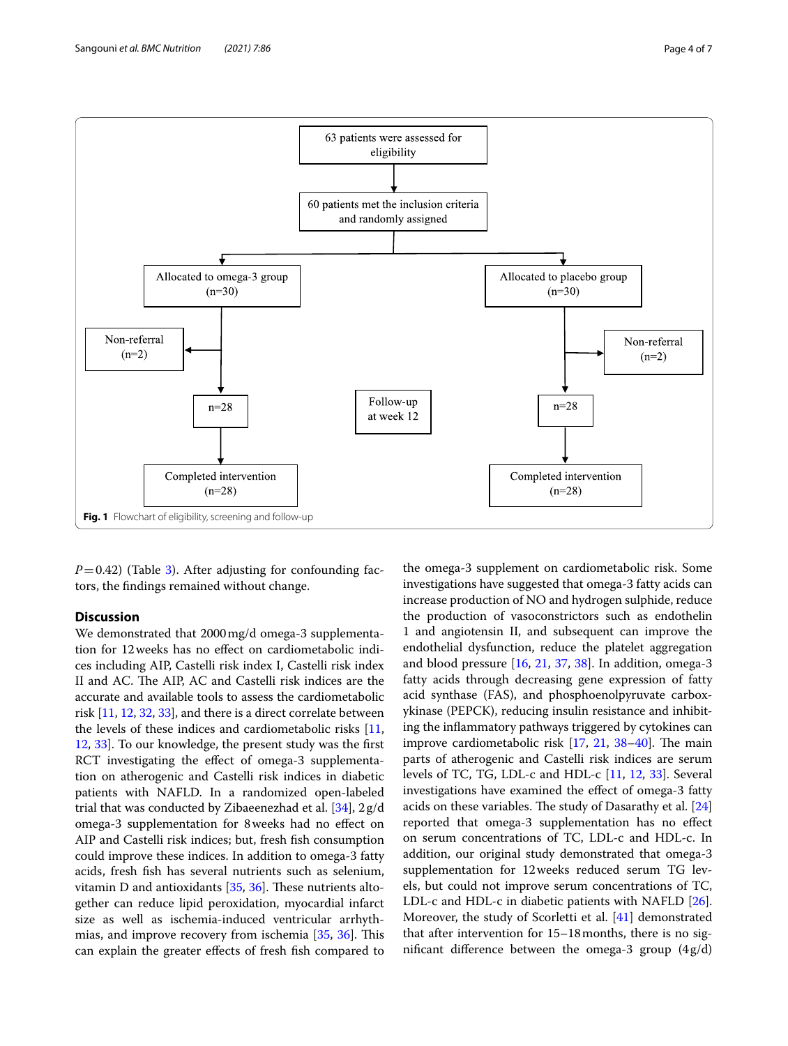63 patients were assessed for eligibility

60 patients met the inclusion criteria and randomly assigned

Allocated to omega-3 group (n=30) | Allocated to placebo group (n=30)

Non-referral (n=2) | Non-referral (n=2)

n=28 | Follow-up at week 12 | n=28

Completed intervention (n=28) | Completed intervention (n=28)

**Fig. 1** Flowchart of eligibility, screening and follow-up

$P = 0.42$) (Table 3). After adjusting for confounding factors, the findings remained without change.

## Discussion

We demonstrated that 2000 mg/d omega-3 supplementation for 12 weeks has no effect on cardiometabolic indices including AIP, Castelli risk index I, Castelli risk index II and AC. The AIP, AC and Castelli risk indices are the accurate and available tools to assess the cardiometabolic risk [11, 12, 32, 33], and there is a direct correlate between the levels of these indices and cardiometabolic risks [11, 12, 33]. To our knowledge, the present study was the first RCT investigating the effect of omega-3 supplementation on atherogenic and Castelli risk indices in diabetic patients with NAFLD. In a randomized open-labeled trial that was conducted by Zibaeenezhad et al. [34], 2 g/d omega-3 supplementation for 8 weeks had no effect on AIP and Castelli risk indices; but, fresh fish consumption could improve these indices. In addition to omega-3 fatty acids, fresh fish has several nutrients such as selenium, vitamin D and antioxidants [35, 36]. These nutrients altogether can reduce lipid peroxidation, myocardial infarct size as well as ischemia-induced ventricular arrhythmias, and improve recovery from ischemia [35, 36]. This can explain the greater effects of fresh fish compared to the omega-3 supplement on cardiometabolic risk. Some investigations have suggested that omega-3 fatty acids can increase production of NO and hydrogen sulphide, reduce the production of vasoconstrictors such as endothelin 1 and angiotensin II, and subsequent can improve the endothelial dysfunction, reduce the platelet aggregation and blood pressure [16, 21, 37, 38]. In addition, omega-3 fatty acids through decreasing gene expression of fatty acid synthase (FAS), and phosphoenolpyruvate carboxykinase (PEPCK), reducing insulin resistance and inhibiting the inflammatory pathways triggered by cytokines can improve cardiometabolic risk [17, 21, 38–40]. The main parts of atherogenic and Castelli risk indices are serum levels of TC, TG, LDL-c and HDL-c [11, 12, 33]. Several investigations have examined the effect of omega-3 fatty acids on these variables. The study of Dasarathy et al. [24] reported that omega-3 supplementation has no effect on serum concentrations of TC, LDL-c and HDL-c. In addition, our original study demonstrated that omega-3 supplementation for 12 weeks reduced serum TG levels, but could not improve serum concentrations of TC, LDL-c and HDL-c in diabetic patients with NAFLD [26]. Moreover, the study of Scorletti et al. [41] demonstrated that after intervention for 15–18 months, there is no significant difference between the omega-3 group (4 g/d)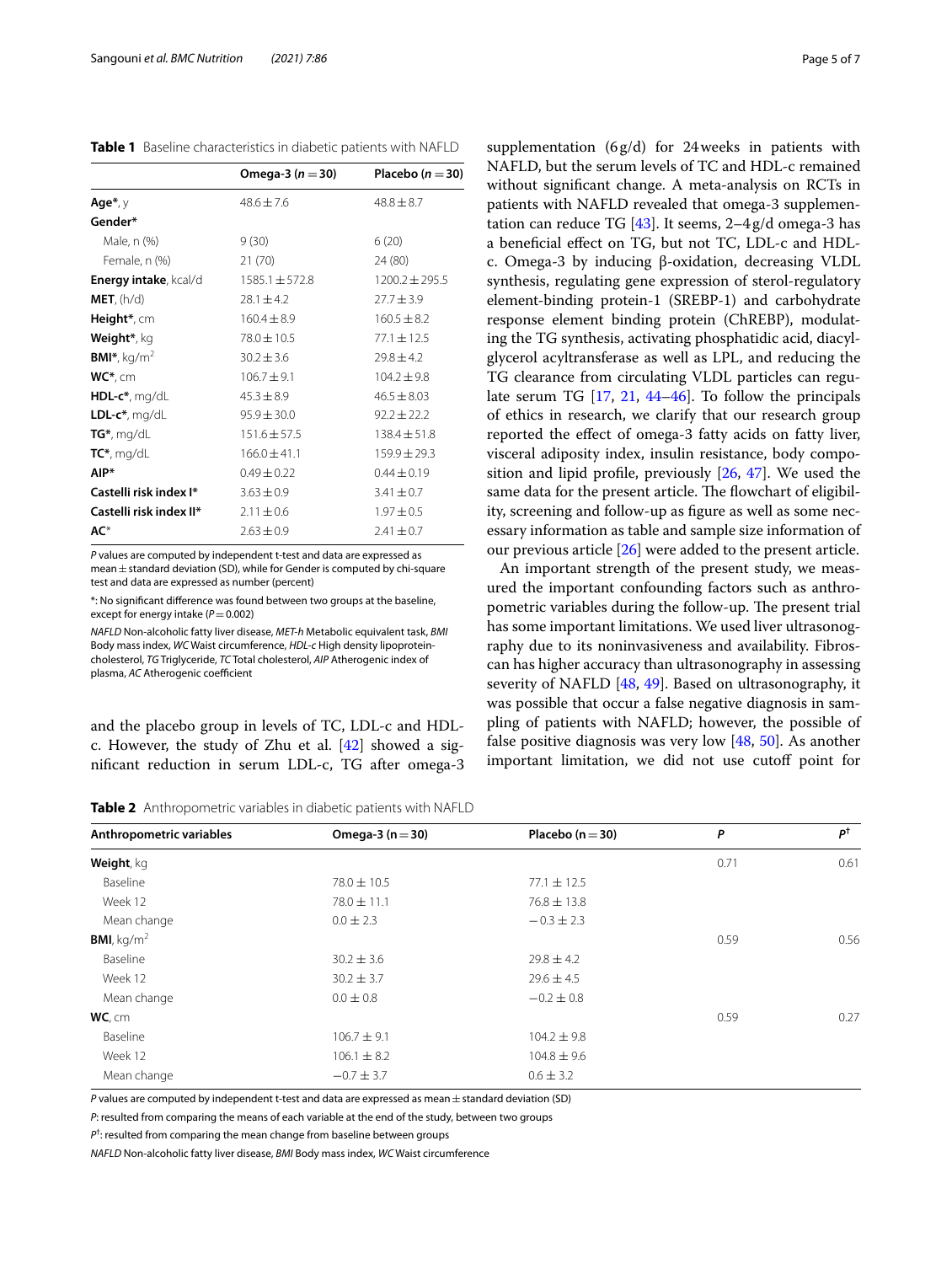**Table 1** Baseline characteristics in diabetic patients with NAFLD

| | Omega-3 (n = 30) | Placebo (n = 30) |
|---|---|---|
| **Age***, y | 48.6 ± 7.6 | 48.8 ± 8.7 |
| **Gender*** | | |
| Male, n (%) | 9 (30) | 6 (20) |
| Female, n (%) | 21 (70) | 24 (80) |
| **Energy intake**, kcal/d | 1585.1 ± 572.8 | 1200.2 ± 295.5 |
| **MET**, (h/d) | 28.1 ± 4.2 | 27.7 ± 3.9 |
| **Height***, cm | 160.4 ± 8.9 | 160.5 ± 8.2 |
| **Weight***, kg | 78.0 ± 10.5 | 77.1 ± 12.5 |
| **BMI***, kg/m$^2$ | 30.2 ± 3.6 | 29.8 ± 4.2 |
| **WC***, cm | 106.7 ± 9.1 | 104.2 ± 9.8 |
| **HDL-c***, mg/dL | 45.3 ± 8.9 | 46.5 ± 8.03 |
| **LDL-c***, mg/dL | 95.9 ± 30.0 | 92.2 ± 22.2 |
| **TG***, mg/dL | 151.6 ± 57.5 | 138.4 ± 51.8 |
| **TC***, mg/dL | 166.0 ± 41.1 | 159.9 ± 29.3 |
| **AIP*** | 0.49 ± 0.22 | 0.44 ± 0.19 |
| **Castelli risk index I*** | 3.63 ± 0.9 | 3.41 ± 0.7 |
| **Castelli risk index II*** | 2.11 ± 0.6 | 1.97 ± 0.5 |
| **AC*** | 2.63 ± 0.9 | 2.41 ± 0.7 |

*P* values are computed by independent t-test and data are expressed as mean ± standard deviation (SD), while for Gender is computed by chi-square test and data are expressed as number (percent)

*: No significant difference was found between two groups at the baseline, except for energy intake (*P* = 0.002)

*NAFLD* Non-alcoholic fatty liver disease, *MET-h* Metabolic equivalent task, *BMI* Body mass index, *WC* Waist circumference, *HDL-c* High density lipoprotein-cholesterol, *TG* Triglyceride, *TC* Total cholesterol, *AIP* Atherogenic index of plasma, *AC* Atherogenic coefficient

and the placebo group in levels of TC, LDL-c and HDL-c. However, the study of Zhu et al. [42] showed a significant reduction in serum LDL-c, TG after omega-3 supplementation (6 g/d) for 24 weeks in patients with NAFLD, but the serum levels of TC and HDL-c remained without significant change. A meta-analysis on RCTs in patients with NAFLD revealed that omega-3 supplementation can reduce TG [43]. It seems, 2–4 g/d omega-3 has a beneficial effect on TG, but not TC, LDL-c and HDL-c. Omega-3 by inducing β-oxidation, decreasing VLDL synthesis, regulating gene expression of sterol-regulatory element-binding protein-1 (SREBP-1) and carbohydrate response element binding protein (ChREBP), modulating the TG synthesis, activating phosphatidic acid, diacylglycerol acyltransferase as well as LPL, and reducing the TG clearance from circulating VLDL particles can regulate serum TG [17, 21, 44–46]. To follow the principals of ethics in research, we clarify that our research group reported the effect of omega-3 fatty acids on fatty liver, visceral adiposity index, insulin resistance, body composition and lipid profile, previously [26, 47]. We used the same data for the present article. The flowchart of eligibility, screening and follow-up as figure as well as some necessary information as table and sample size information of our previous article [26] were added to the present article.

An important strength of the present study, we measured the important confounding factors such as anthropometric variables during the follow-up. The present trial has some important limitations. We used liver ultrasonography due to its noninvasiveness and availability. Fibroscan has higher accuracy than ultrasonography in assessing severity of NAFLD [48, 49]. Based on ultrasonography, it was possible that occur a false negative diagnosis in sampling of patients with NAFLD; however, the possible of false positive diagnosis was very low [48, 50]. As another important limitation, we did not use cutoff point for

**Table 2** Anthropometric variables in diabetic patients with NAFLD

| Anthropometric variables | Omega-3 (n = 30) | Placebo (n = 30) | *P* | *P*[†] |
|---|---|---|---|---|
| **Weight**, kg | | | 0.71 | 0.61 |
| Baseline | 78.0 ± 10.5 | 77.1 ± 12.5 | | |
| Week 12 | 78.0 ± 11.1 | 76.8 ± 13.8 | | |
| Mean change | 0.0 ± 2.3 | −0.3 ± 2.3 | | |
| **BMI**, kg/m$^2$ | | | 0.59 | 0.56 |
| Baseline | 30.2 ± 3.6 | 29.8 ± 4.2 | | |
| Week 12 | 30.2 ± 3.7 | 29.6 ± 4.5 | | |
| Mean change | 0.0 ± 0.8 | −0.2 ± 0.8 | | |
| **WC**, cm | | | 0.59 | 0.27 |
| Baseline | 106.7 ± 9.1 | 104.2 ± 9.8 | | |
| Week 12 | 106.1 ± 8.2 | 104.8 ± 9.6 | | |
| Mean change | −0.7 ± 3.7 | 0.6 ± 3.2 | | |

*P* values are computed by independent t-test and data are expressed as mean ± standard deviation (SD)

*P*: resulted from comparing the means of each variable at the end of the study, between two groups

*P*[†]: resulted from comparing the mean change from baseline between groups

*NAFLD* Non-alcoholic fatty liver disease, *BMI* Body mass index, *WC* Waist circumference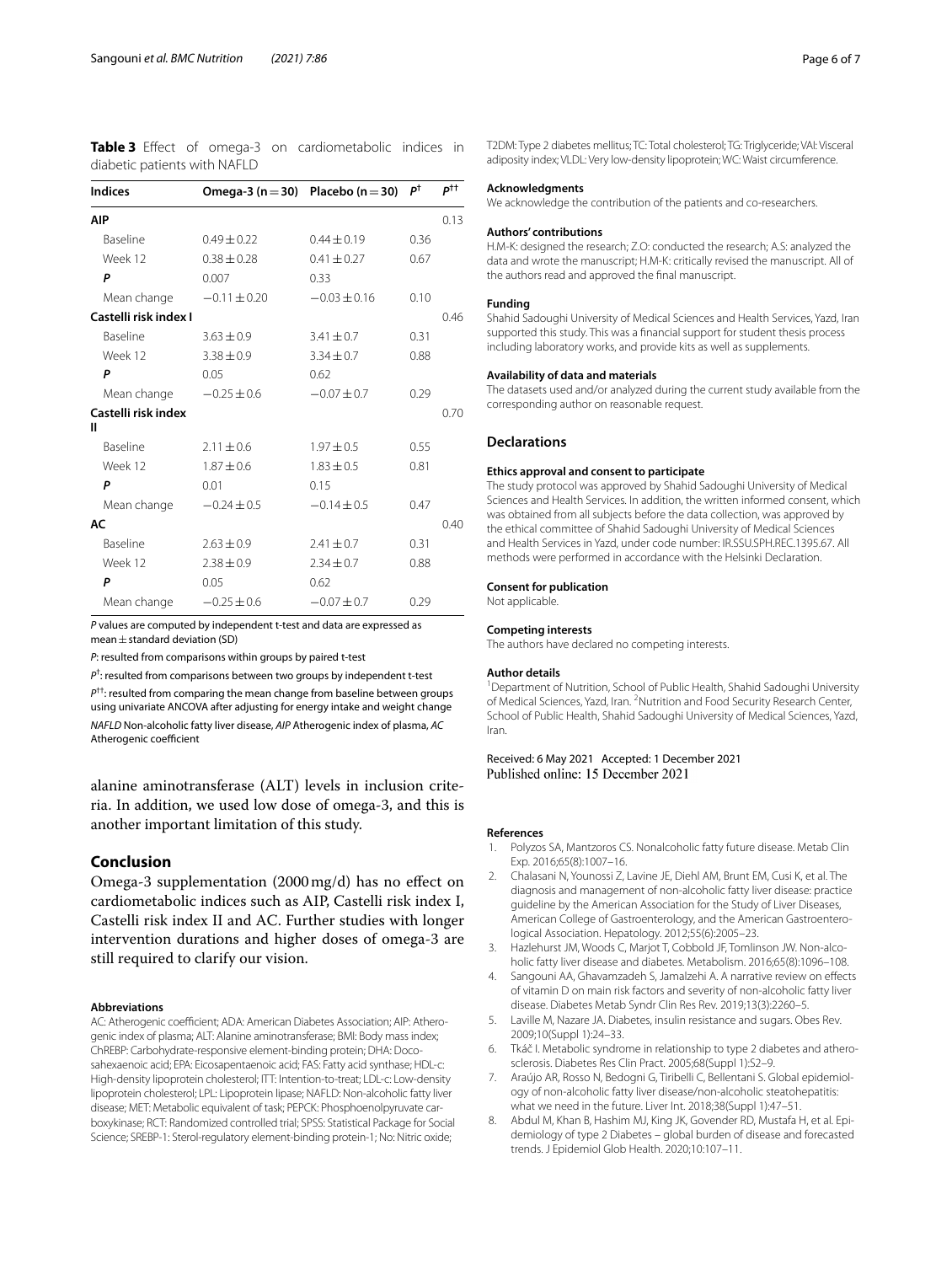**Table 3** Effect of omega-3 on cardiometabolic indices in diabetic patients with NAFLD

| Indices | Omega-3 (n = 30) | Placebo (n = 30) | P[†] | P[††] |
|---|---|---|---|---|
| **AIP** | | | | 0.13 |
| Baseline | 0.49 ± 0.22 | 0.44 ± 0.19 | 0.36 | |
| Week 12 | 0.38 ± 0.28 | 0.41 ± 0.27 | 0.67 | |
| ***P*** | 0.007 | 0.33 | | |
| Mean change | −0.11 ± 0.20 | −0.03 ± 0.16 | 0.10 | |
| **Castelli risk index I** | | | | 0.46 |
| Baseline | 3.63 ± 0.9 | 3.41 ± 0.7 | 0.31 | |
| Week 12 | 3.38 ± 0.9 | 3.34 ± 0.7 | 0.88 | |
| ***P*** | 0.05 | 0.62 | | |
| Mean change | −0.25 ± 0.6 | −0.07 ± 0.7 | 0.29 | |
| **Castelli risk index II** | | | | 0.70 |
| Baseline | 2.11 ± 0.6 | 1.97 ± 0.5 | 0.55 | |
| Week 12 | 1.87 ± 0.6 | 1.83 ± 0.5 | 0.81 | |
| ***P*** | 0.01 | 0.15 | | |
| Mean change | −0.24 ± 0.5 | −0.14 ± 0.5 | 0.47 | |
| **AC** | | | | 0.40 |
| Baseline | 2.63 ± 0.9 | 2.41 ± 0.7 | 0.31 | |
| Week 12 | 2.38 ± 0.9 | 2.34 ± 0.7 | 0.88 | |
| ***P*** | 0.05 | 0.62 | | |
| Mean change | −0.25 ± 0.6 | −0.07 ± 0.7 | 0.29 | |

*P* values are computed by independent t-test and data are expressed as mean ± standard deviation (SD)

*P*: resulted from comparisons within groups by paired t-test

*P*[†]: resulted from comparisons between two groups by independent t-test

*P*[††]: resulted from comparing the mean change from baseline between groups using univariate ANCOVA after adjusting for energy intake and weight change

*NAFLD* Non-alcoholic fatty liver disease, *AIP* Atherogenic index of plasma, *AC* Atherogenic coefficient

alanine aminotransferase (ALT) levels in inclusion criteria. In addition, we used low dose of omega-3, and this is another important limitation of this study.

## Conclusion

Omega-3 supplementation (2000 mg/d) has no effect on cardiometabolic indices such as AIP, Castelli risk index I, Castelli risk index II and AC. Further studies with longer intervention durations and higher doses of omega-3 are still required to clarify our vision.

#### Abbreviations

AC: Atherogenic coefficient; ADA: American Diabetes Association; AIP: Atherogenic index of plasma; ALT: Alanine aminotransferase; BMI: Body mass index; ChREBP: Carbohydrate-responsive element-binding protein; DHA: Docosahexaenoic acid; EPA: Eicosapentaenoic acid; FAS: Fatty acid synthase; HDL-c: High-density lipoprotein cholesterol; ITT: Intention-to-treat; LDL-c: Low-density lipoprotein cholesterol; LPL: Lipoprotein lipase; NAFLD: Non-alcoholic fatty liver disease; MET: Metabolic equivalent of task; PEPCK: Phosphoenolpyruvate carboxykinase; RCT: Randomized controlled trial; SPSS: Statistical Package for Social Science; SREBP-1: Sterol-regulatory element-binding protein-1; No: Nitric oxide; T2DM: Type 2 diabetes mellitus; TC: Total cholesterol; TG: Triglyceride; VAI: Visceral adiposity index; VLDL: Very low-density lipoprotein; WC: Waist circumference.

#### Acknowledgments

We acknowledge the contribution of the patients and co-researchers.

#### Authors' contributions

H.M-K: designed the research; Z.O: conducted the research; A.S: analyzed the data and wrote the manuscript; H.M-K: critically revised the manuscript. All of the authors read and approved the final manuscript.

#### Funding

Shahid Sadoughi University of Medical Sciences and Health Services, Yazd, Iran supported this study. This was a financial support for student thesis process including laboratory works, and provide kits as well as supplements.

#### Availability of data and materials

The datasets used and/or analyzed during the current study available from the corresponding author on reasonable request.

## Declarations

#### Ethics approval and consent to participate

The study protocol was approved by Shahid Sadoughi University of Medical Sciences and Health Services. In addition, the written informed consent, which was obtained from all subjects before the data collection, was approved by the ethical committee of Shahid Sadoughi University of Medical Sciences and Health Services in Yazd, under code number: IR.SSU.SPH.REC.1395.67. All methods were performed in accordance with the Helsinki Declaration.

#### Consent for publication

Not applicable.

#### Competing interests

The authors have declared no competing interests.

#### Author details

[1]Department of Nutrition, School of Public Health, Shahid Sadoughi University of Medical Sciences, Yazd, Iran. [2]Nutrition and Food Security Research Center, School of Public Health, Shahid Sadoughi University of Medical Sciences, Yazd, Iran.

Received: 6 May 2021 Accepted: 1 December 2021
Published online: 15 December 2021

#### References

1. Polyzos SA, Mantzoros CS. Nonalcoholic fatty future disease. Metab Clin Exp. 2016;65(8):1007–16.
2. Chalasani N, Younossi Z, Lavine JE, Diehl AM, Brunt EM, Cusi K, et al. The diagnosis and management of non-alcoholic fatty liver disease: practice guideline by the American Association for the Study of Liver Diseases, American College of Gastroenterology, and the American Gastroenterological Association. Hepatology. 2012;55(6):2005–23.
3. Hazlehurst JM, Woods C, Marjot T, Cobbold JF, Tomlinson JW. Non-alcoholic fatty liver disease and diabetes. Metabolism. 2016;65(8):1096–108.
4. Sangouni AA, Ghavamzadeh S, Jamalzehi A. A narrative review on effects of vitamin D on main risk factors and severity of non-alcoholic fatty liver disease. Diabetes Metab Syndr Clin Res Rev. 2019;13(3):2260–5.
5. Laville M, Nazare JA. Diabetes, insulin resistance and sugars. Obes Rev. 2009;10(Suppl 1):24–33.
6. Tkáč I. Metabolic syndrome in relationship to type 2 diabetes and atherosclerosis. Diabetes Res Clin Pract. 2005;68(Suppl 1):S2–9.
7. Araújo AR, Rosso N, Bedogni G, Tiribelli C, Bellentani S. Global epidemiology of non-alcoholic fatty liver disease/non-alcoholic steatohepatitis: what we need in the future. Liver Int. 2018;38(Suppl 1):47–51.
8. Abdul M, Khan B, Hashim MJ, King JK, Govender RD, Mustafa H, et al. Epidemiology of type 2 Diabetes – global burden of disease and forecasted trends. J Epidemiol Glob Health. 2020;10:107–11.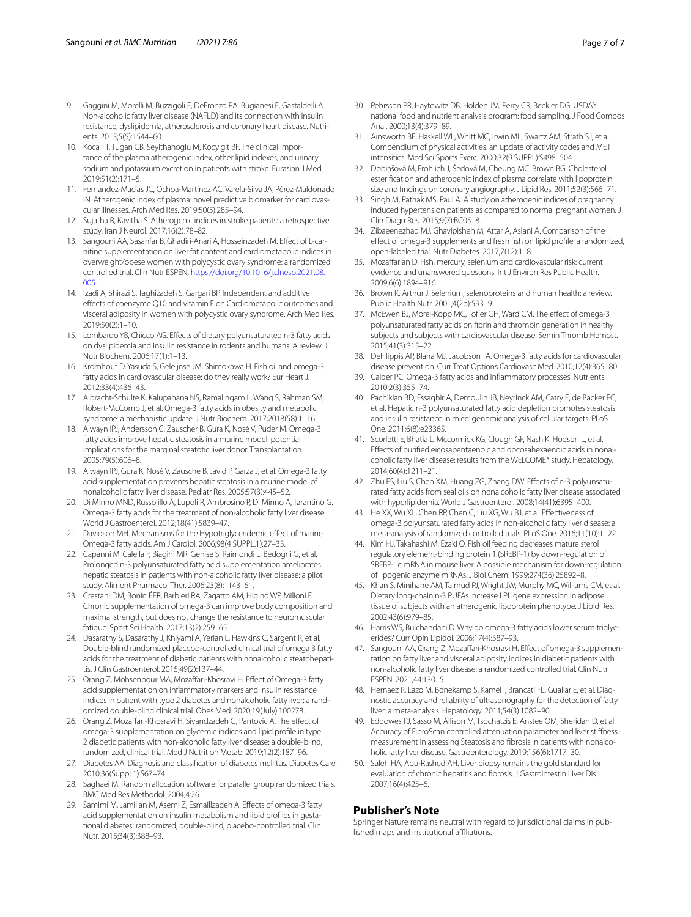9. Gaggini M, Morelli M, Buzzigoli E, DeFronzo RA, Bugianesi E, Gastaldelli A. Non-alcoholic fatty liver disease (NAFLD) and its connection with insulin resistance, dyslipidemia, atherosclerosis and coronary heart disease. Nutrients. 2013;5(5):1544–60.
10. Koca TT, Tugan CB, Seyithanoglu M, Kocyigit BF. The clinical importance of the plasma atherogenic index, other lipid indexes, and urinary sodium and potassium excretion in patients with stroke. Eurasian J Med. 2019;51(2):171–5.
11. Fernández-Macías JC, Ochoa-Martínez AC, Varela-Silva JA, Pérez-Maldonado IN. Atherogenic index of plasma: novel predictive biomarker for cardiovascular illnesses. Arch Med Res. 2019;50(5):285–94.
12. Sujatha R, Kavitha S. Atherogenic indices in stroke patients: a retrospective study. Iran J Neurol. 2017;16(2):78–82.
13. Sangouni AA, Sasanfar B, Ghadiri-Anari A, Hosseinzadeh M. Effect of L-carnitine supplementation on liver fat content and cardiometabolic indices in overweight/obese women with polycystic ovary syndrome: a randomized controlled trial. Clin Nutr ESPEN. https://doi.org/10.1016/j.clnesp.2021.08.005.
14. Izadi A, Shirazi S, Taghizadeh S, Gargari BP. Independent and additive effects of coenzyme Q10 and vitamin E on Cardiometabolic outcomes and visceral adiposity in women with polycystic ovary syndrome. Arch Med Res. 2019;50(2):1–10.
15. Lombardo YB, Chicco AG. Effects of dietary polyunsaturated n-3 fatty acids on dyslipidemia and insulin resistance in rodents and humans. A review. J Nutr Biochem. 2006;17(1):1–13.
16. Kromhout D, Yasuda S, Geleijnse JM, Shimokawa H. Fish oil and omega-3 fatty acids in cardiovascular disease: do they really work? Eur Heart J. 2012;33(4):436–43.
17. Albracht-Schulte K, Kalupahana NS, Ramalingam L, Wang S, Rahman SM, Robert-McComb J, et al. Omega-3 fatty acids in obesity and metabolic syndrome: a mechanistic update. J Nutr Biochem. 2017;2018(58):1–16.
18. Alwayn IPJ, Andersson C, Zauscher B, Gura K, Nosé V, Puder M. Omega-3 fatty acids improve hepatic steatosis in a murine model: potential implications for the marginal steatotic liver donor. Transplantation. 2005;79(5):606–8.
19. Alwayn IPJ, Gura K, Nosé V, Zausche B, Javid P, Garza J, et al. Omega-3 fatty acid supplementation prevents hepatic steatosis in a murine model of nonalcoholic fatty liver disease. Pediatr Res. 2005;57(3):445–52.
20. Di Minno MND, Russolillo A, Lupoli R, Ambrosino P, Di Minno A, Tarantino G. Omega-3 fatty acids for the treatment of non-alcoholic fatty liver disease. World J Gastroenterol. 2012;18(41):5839–47.
21. Davidson MH. Mechanisms for the Hypotriglyceridemic effect of marine Omega-3 fatty acids. Am J Cardiol. 2006;98(4 SUPPL.1):27–33.
22. Capanni M, Calella F, Biagini MR, Genise S, Raimondi L, Bedogni G, et al. Prolonged n-3 polyunsaturated fatty acid supplementation ameliorates hepatic steatosis in patients with non-alcoholic fatty liver disease: a pilot study. Aliment Pharmacol Ther. 2006;23(8):1143–51.
23. Crestani DM, Bonin ÉFR, Barbieri RA, Zagatto AM, Higino WP, Milioni F. Chronic supplementation of omega-3 can improve body composition and maximal strength, but does not change the resistance to neuromuscular fatigue. Sport Sci Health. 2017;13(2):259–65.
24. Dasarathy S, Dasarathy J, Khiyami A, Yerian L, Hawkins C, Sargent R, et al. Double-blind randomized placebo-controlled clinical trial of omega 3 fatty acids for the treatment of diabetic patients with nonalcoholic steatohepatitis. J Clin Gastroenterol. 2015;49(2):137–44.
25. Orang Z, Mohsenpour MA, Mozaffari-Khosravi H. Effect of Omega-3 fatty acid supplementation on inflammatory markers and insulin resistance indices in patient with type 2 diabetes and nonalcoholic fatty liver: a randomized double-blind clinical trial. Obes Med. 2020;19(July):100278.
26. Orang Z, Mozaffari-Khosravi H, Sivandzadeh G, Pantovic A. The effect of omega-3 supplementation on glycemic indices and lipid profile in type 2 diabetic patients with non-alcoholic fatty liver disease: a double-blind, randomized, clinical trial. Med J Nutrition Metab. 2019;12(2):187–96.
27. Diabetes AA. Diagnosis and classification of diabetes mellitus. Diabetes Care. 2010;36(Suppl 1):S67–74.
28. Saghaei M. Random allocation software for parallel group randomized trials. BMC Med Res Methodol. 2004;4:26.
29. Samimi M, Jamilian M, Asemi Z, Esmaillzadeh A. Effects of omega-3 fatty acid supplementation on insulin metabolism and lipid profiles in gestational diabetes: randomized, double-blind, placebo-controlled trial. Clin Nutr. 2015;34(3):388–93.
30. Pehrsson PR, Haytowitz DB, Holden JM, Perry CR, Beckler DG. USDA's national food and nutrient analysis program: food sampling. J Food Compos Anal. 2000;13(4):379–89.
31. Ainsworth BE, Haskell WL, Whitt MC, Irwin ML, Swartz AM, Strath SJ, et al. Compendium of physical activities: an update of activity codes and MET intensities. Med Sci Sports Exerc. 2000;32(9 SUPPL):S498–504.
32. Dobiášová M, Frohlich J, Šedová M, Cheung MC, Brown BG. Cholesterol esterification and atherogenic index of plasma correlate with lipoprotein size and findings on coronary angiography. J Lipid Res. 2011;52(3):566–71.
33. Singh M, Pathak MS, Paul A. A study on atherogenic indices of pregnancy induced hypertension patients as compared to normal pregnant women. J Clin Diagn Res. 2015;9(7):BC05–8.
34. Zibaeenezhad MJ, Ghavipisheh M, Attar A, Aslani A. Comparison of the effect of omega-3 supplements and fresh fish on lipid profile: a randomized, open-labeled trial. Nutr Diabetes. 2017;7(12):1–8.
35. Mozaffarian D. Fish, mercury, selenium and cardiovascular risk: current evidence and unanswered questions. Int J Environ Res Public Health. 2009;6(6):1894–916.
36. Brown K, Arthur J. Selenium, selenoproteins and human health: a review. Public Health Nutr. 2001;4(2b):593–9.
37. McEwen BJ, Morel-Kopp MC, Tofler GH, Ward CM. The effect of omega-3 polyunsaturated fatty acids on fibrin and thrombin generation in healthy subjects and subjects with cardiovascular disease. Semin Thromb Hemost. 2015;41(3):315–22.
38. DeFilippis AP, Blaha MJ, Jacobson TA. Omega-3 fatty acids for cardiovascular disease prevention. Curr Treat Options Cardiovasc Med. 2010;12(4):365–80.
39. Calder PC. Omega-3 fatty acids and inflammatory processes. Nutrients. 2010;2(3):355–74.
40. Pachikian BD, Essaghir A, Demoulin JB, Neyrinck AM, Catry E, de Backer FC, et al. Hepatic n-3 polyunsaturated fatty acid depletion promotes steatosis and insulin resistance in mice: genomic analysis of cellular targets. PLoS One. 2011;6(8):e23365.
41. Scorletti E, Bhatia L, Mccormick KG, Clough GF, Nash K, Hodson L, et al. Effects of purified eicosapentaenoic and docosahexaenoic acids in nonalcoholic fatty liver disease: results from the WELCOME* study. Hepatology. 2014;60(4):1211–21.
42. Zhu FS, Liu S, Chen XM, Huang ZG, Zhang DW. Effects of n-3 polyunsaturated fatty acids from seal oils on nonalcoholic fatty liver disease associated with hyperlipidemia. World J Gastroenterol. 2008;14(41):6395–400.
43. He XX, Wu XL, Chen RP, Chen C, Liu XG, Wu BJ, et al. Effectiveness of omega-3 polyunsaturated fatty acids in non-alcoholic fatty liver disease: a meta-analysis of randomized controlled trials. PLoS One. 2016;11(10):1–22.
44. Kim HJ, Takahashi M, Ezaki O. Fish oil feeding decreases mature sterol regulatory element-binding protein 1 (SREBP-1) by down-regulation of SREBP-1c mRNA in mouse liver. A possible mechanism for down-regulation of lipogenic enzyme mRNAs. J Biol Chem. 1999;274(36):25892–8.
45. Khan S, Minihane AM, Talmud PJ, Wright JW, Murphy MC, Williams CM, et al. Dietary long-chain n-3 PUFAs increase LPL gene expression in adipose tissue of subjects with an atherogenic lipoprotein phenotype. J Lipid Res. 2002;43(6):979–85.
46. Harris WS, Bulchandani D. Why do omega-3 fatty acids lower serum triglycerides? Curr Opin Lipidol. 2006;17(4):387–93.
47. Sangouni AA, Orang Z, Mozaffari-Khosravi H. Effect of omega-3 supplementation on fatty liver and visceral adiposity indices in diabetic patients with non-alcoholic fatty liver disease: a randomized controlled trial. Clin Nutr ESPEN. 2021;44:130–5.
48. Hernaez R, Lazo M, Bonekamp S, Kamel I, Brancati FL, Guallar E, et al. Diagnostic accuracy and reliability of ultrasonography for the detection of fatty liver: a meta-analysis. Hepatology. 2011;54(3):1082–90.
49. Eddowes PJ, Sasso M, Allison M, Tsochatzis E, Anstee QM, Sheridan D, et al. Accuracy of FibroScan controlled attenuation parameter and liver stiffness measurement in assessing Steatosis and fibrosis in patients with nonalcoholic fatty liver disease. Gastroenterology. 2019;156(6):1717–30.
50. Saleh HA, Abu-Rashed AH. Liver biopsy remains the gold standard for evaluation of chronic hepatitis and fibrosis. J Gastrointestin Liver Dis. 2007;16(4):425–6.

## Publisher's Note

Springer Nature remains neutral with regard to jurisdictional claims in published maps and institutional affiliations.